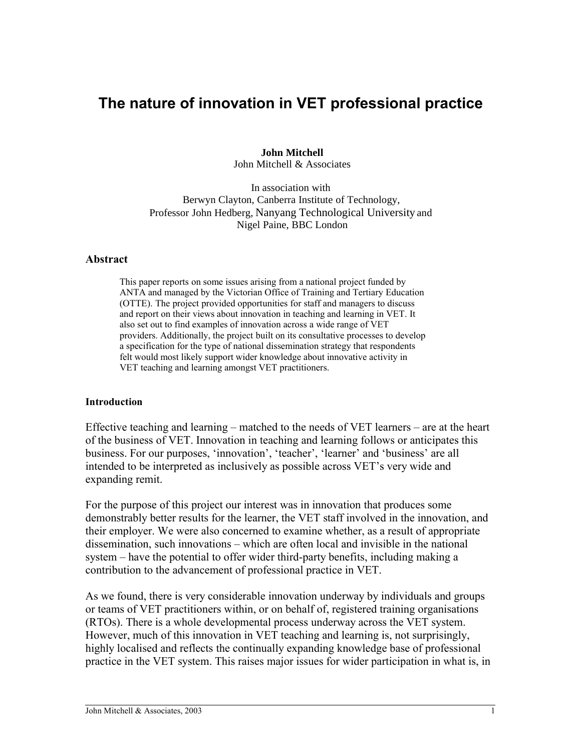# The nature of innovation in VET professional practice

**John Mitchell**
John Mitchell & Associates

In association with
Berwyn Clayton, Canberra Institute of Technology,
Professor John Hedberg, Nanyang Technological University and
Nigel Paine, BBC London

## Abstract

This paper reports on some issues arising from a national project funded by ANTA and managed by the Victorian Office of Training and Tertiary Education (OTTE). The project provided opportunities for staff and managers to discuss and report on their views about innovation in teaching and learning in VET. It also set out to find examples of innovation across a wide range of VET providers. Additionally, the project built on its consultative processes to develop a specification for the type of national dissemination strategy that respondents felt would most likely support wider knowledge about innovative activity in VET teaching and learning amongst VET practitioners.

### Introduction

Effective teaching and learning – matched to the needs of VET learners – are at the heart of the business of VET. Innovation in teaching and learning follows or anticipates this business. For our purposes, 'innovation', 'teacher', 'learner' and 'business' are all intended to be interpreted as inclusively as possible across VET's very wide and expanding remit.

For the purpose of this project our interest was in innovation that produces some demonstrably better results for the learner, the VET staff involved in the innovation, and their employer. We were also concerned to examine whether, as a result of appropriate dissemination, such innovations – which are often local and invisible in the national system – have the potential to offer wider third-party benefits, including making a contribution to the advancement of professional practice in VET.

As we found, there is very considerable innovation underway by individuals and groups or teams of VET practitioners within, or on behalf of, registered training organisations (RTOs). There is a whole developmental process underway across the VET system. However, much of this innovation in VET teaching and learning is, not surprisingly, highly localised and reflects the continually expanding knowledge base of professional practice in the VET system. This raises major issues for wider participation in what is, in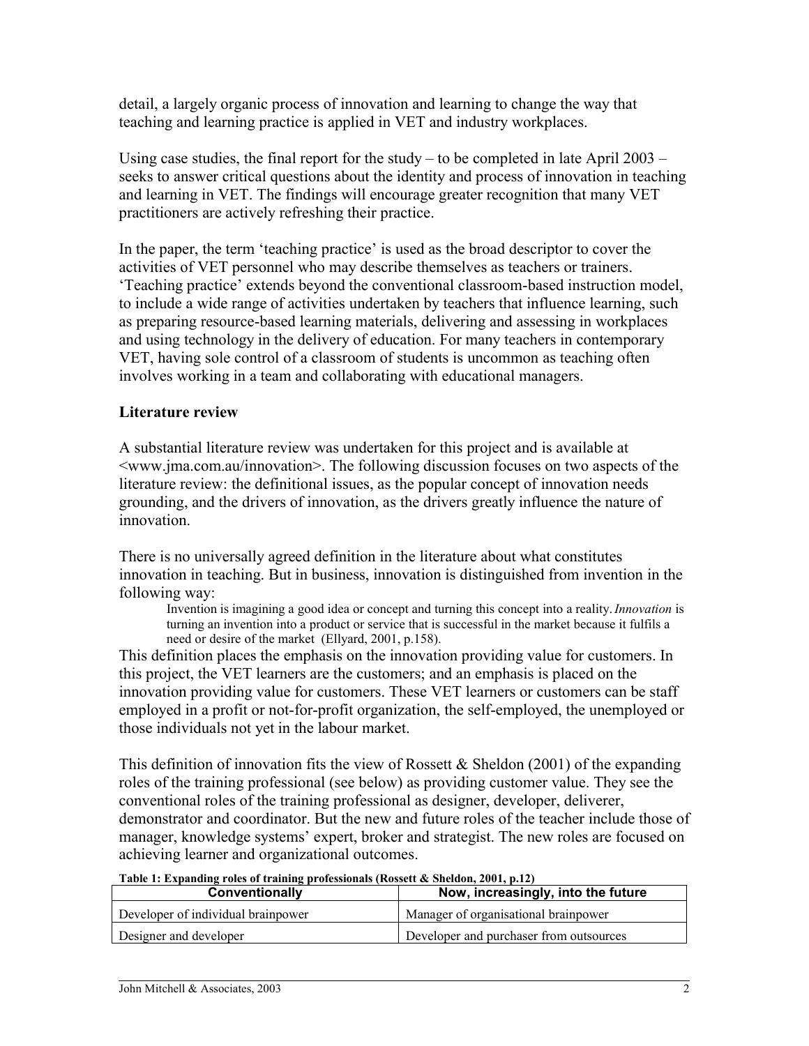detail, a largely organic process of innovation and learning to change the way that teaching and learning practice is applied in VET and industry workplaces.

Using case studies, the final report for the study – to be completed in late April 2003 – seeks to answer critical questions about the identity and process of innovation in teaching and learning in VET. The findings will encourage greater recognition that many VET practitioners are actively refreshing their practice.

In the paper, the term 'teaching practice' is used as the broad descriptor to cover the activities of VET personnel who may describe themselves as teachers or trainers. 'Teaching practice' extends beyond the conventional classroom-based instruction model, to include a wide range of activities undertaken by teachers that influence learning, such as preparing resource-based learning materials, delivering and assessing in workplaces and using technology in the delivery of education. For many teachers in contemporary VET, having sole control of a classroom of students is uncommon as teaching often involves working in a team and collaborating with educational managers.

## Literature review

A substantial literature review was undertaken for this project and is available at <www.jma.com.au/innovation>. The following discussion focuses on two aspects of the literature review: the definitional issues, as the popular concept of innovation needs grounding, and the drivers of innovation, as the drivers greatly influence the nature of innovation.

There is no universally agreed definition in the literature about what constitutes innovation in teaching. But in business, innovation is distinguished from invention in the following way:

> Invention is imagining a good idea or concept and turning this concept into a reality. *Innovation* is turning an invention into a product or service that is successful in the market because it fulfils a need or desire of the market (Ellyard, 2001, p.158).

This definition places the emphasis on the innovation providing value for customers. In this project, the VET learners are the customers; and an emphasis is placed on the innovation providing value for customers. These VET learners or customers can be staff employed in a profit or not-for-profit organization, the self-employed, the unemployed or those individuals not yet in the labour market.

This definition of innovation fits the view of Rossett & Sheldon (2001) of the expanding roles of the training professional (see below) as providing customer value. They see the conventional roles of the training professional as designer, developer, deliverer, demonstrator and coordinator. But the new and future roles of the teacher include those of manager, knowledge systems' expert, broker and strategist. The new roles are focused on achieving learner and organizational outcomes.

**Table 1: Expanding roles of training professionals (Rossett & Sheldon, 2001, p.12)**

| Conventionally | Now, increasingly, into the future |
|---|---|
| Developer of individual brainpower | Manager of organisational brainpower |
| Designer and developer | Developer and purchaser from outsources |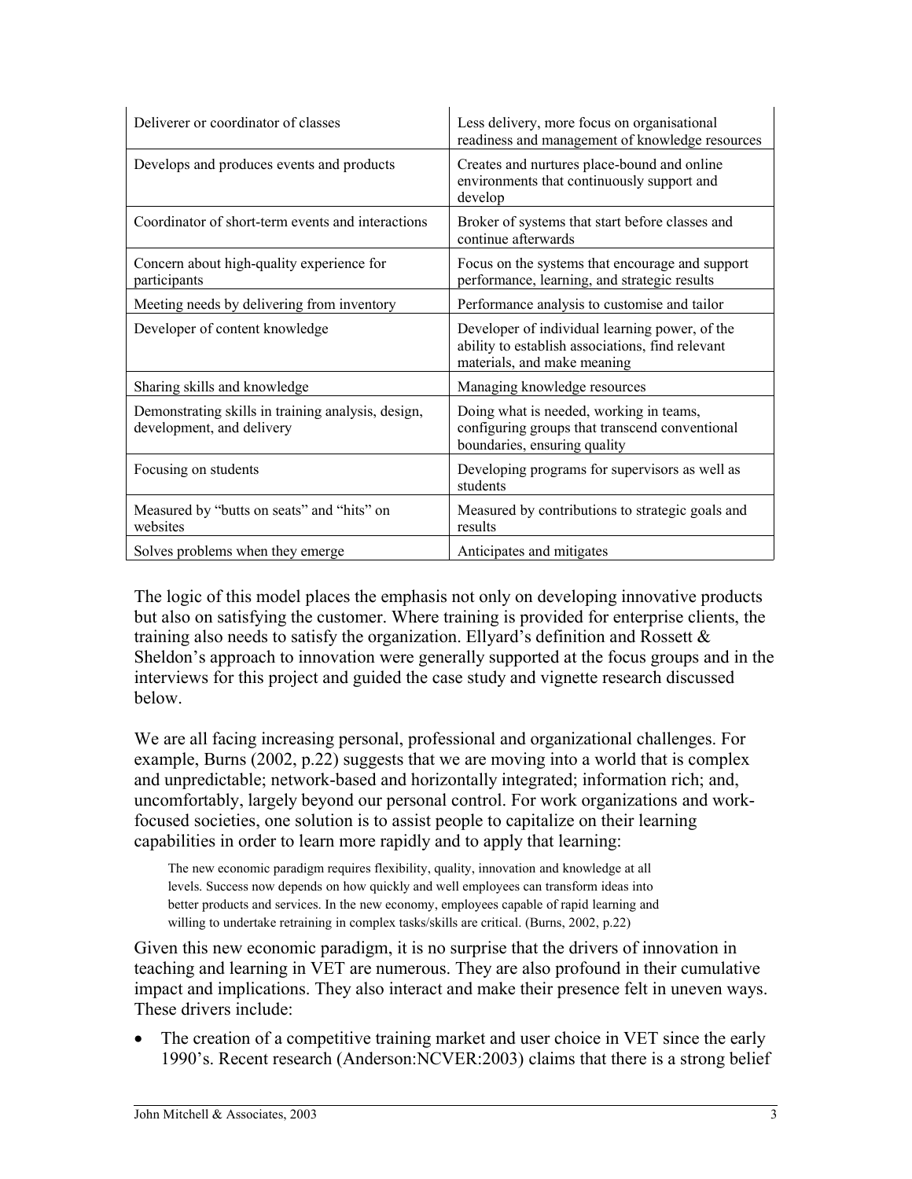| | |
|---|---|
| Deliverer or coordinator of classes | Less delivery, more focus on organisational readiness and management of knowledge resources |
| Develops and produces events and products | Creates and nurtures place-bound and online environments that continuously support and develop |
| Coordinator of short-term events and interactions | Broker of systems that start before classes and continue afterwards |
| Concern about high-quality experience for participants | Focus on the systems that encourage and support performance, learning, and strategic results |
| Meeting needs by delivering from inventory | Performance analysis to customise and tailor |
| Developer of content knowledge | Developer of individual learning power, of the ability to establish associations, find relevant materials, and make meaning |
| Sharing skills and knowledge | Managing knowledge resources |
| Demonstrating skills in training analysis, design, development, and delivery | Doing what is needed, working in teams, configuring groups that transcend conventional boundaries, ensuring quality |
| Focusing on students | Developing programs for supervisors as well as students |
| Measured by "butts on seats" and "hits" on websites | Measured by contributions to strategic goals and results |
| Solves problems when they emerge | Anticipates and mitigates |

The logic of this model places the emphasis not only on developing innovative products but also on satisfying the customer. Where training is provided for enterprise clients, the training also needs to satisfy the organization. Ellyard's definition and Rossett & Sheldon's approach to innovation were generally supported at the focus groups and in the interviews for this project and guided the case study and vignette research discussed below.

We are all facing increasing personal, professional and organizational challenges. For example, Burns (2002, p.22) suggests that we are moving into a world that is complex and unpredictable; network-based and horizontally integrated; information rich; and, uncomfortably, largely beyond our personal control. For work organizations and work-focused societies, one solution is to assist people to capitalize on their learning capabilities in order to learn more rapidly and to apply that learning:

> The new economic paradigm requires flexibility, quality, innovation and knowledge at all levels. Success now depends on how quickly and well employees can transform ideas into better products and services. In the new economy, employees capable of rapid learning and willing to undertake retraining in complex tasks/skills are critical. (Burns, 2002, p.22)

Given this new economic paradigm, it is no surprise that the drivers of innovation in teaching and learning in VET are numerous. They are also profound in their cumulative impact and implications. They also interact and make their presence felt in uneven ways. These drivers include:

- The creation of a competitive training market and user choice in VET since the early 1990's. Recent research (Anderson:NCVER:2003) claims that there is a strong belief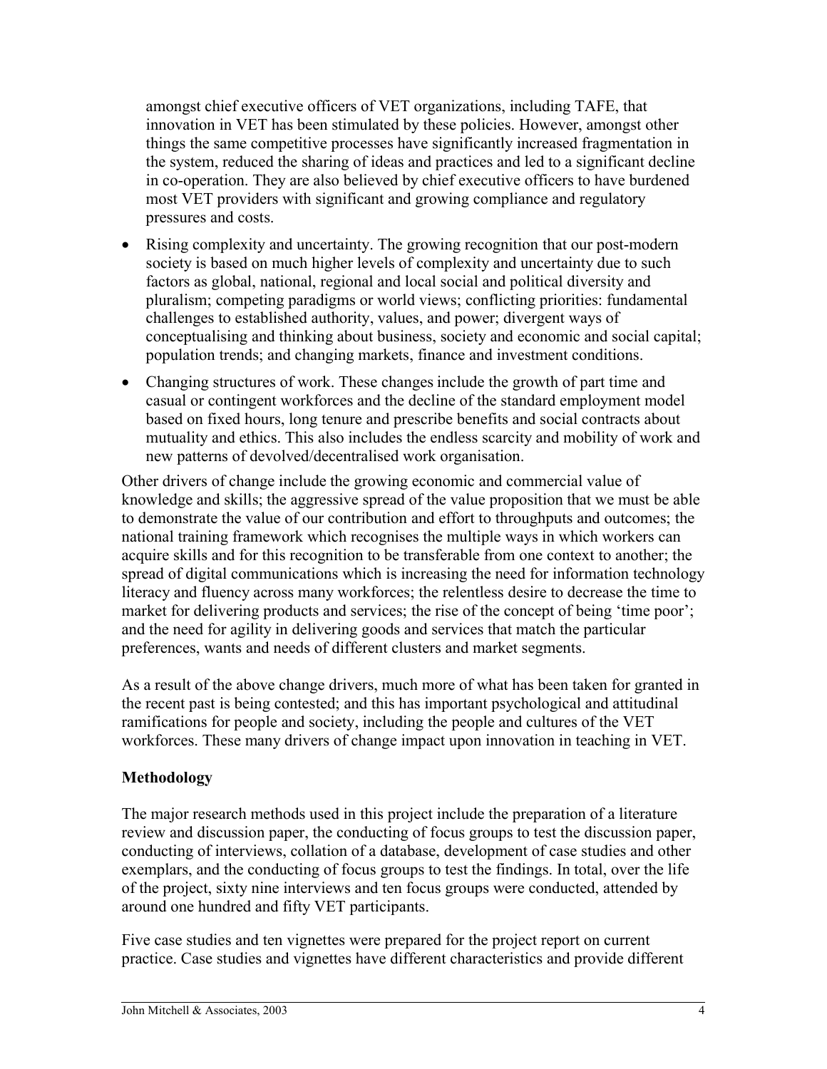amongst chief executive officers of VET organizations, including TAFE, that innovation in VET has been stimulated by these policies. However, amongst other things the same competitive processes have significantly increased fragmentation in the system, reduced the sharing of ideas and practices and led to a significant decline in co-operation. They are also believed by chief executive officers to have burdened most VET providers with significant and growing compliance and regulatory pressures and costs.

- Rising complexity and uncertainty. The growing recognition that our post-modern society is based on much higher levels of complexity and uncertainty due to such factors as global, national, regional and local social and political diversity and pluralism; competing paradigms or world views; conflicting priorities: fundamental challenges to established authority, values, and power; divergent ways of conceptualising and thinking about business, society and economic and social capital; population trends; and changing markets, finance and investment conditions.
- Changing structures of work. These changes include the growth of part time and casual or contingent workforces and the decline of the standard employment model based on fixed hours, long tenure and prescribe benefits and social contracts about mutuality and ethics. This also includes the endless scarcity and mobility of work and new patterns of devolved/decentralised work organisation.

Other drivers of change include the growing economic and commercial value of knowledge and skills; the aggressive spread of the value proposition that we must be able to demonstrate the value of our contribution and effort to throughputs and outcomes; the national training framework which recognises the multiple ways in which workers can acquire skills and for this recognition to be transferable from one context to another; the spread of digital communications which is increasing the need for information technology literacy and fluency across many workforces; the relentless desire to decrease the time to market for delivering products and services; the rise of the concept of being 'time poor'; and the need for agility in delivering goods and services that match the particular preferences, wants and needs of different clusters and market segments.

As a result of the above change drivers, much more of what has been taken for granted in the recent past is being contested; and this has important psychological and attitudinal ramifications for people and society, including the people and cultures of the VET workforces. These many drivers of change impact upon innovation in teaching in VET.

**Methodology**

The major research methods used in this project include the preparation of a literature review and discussion paper, the conducting of focus groups to test the discussion paper, conducting of interviews, collation of a database, development of case studies and other exemplars, and the conducting of focus groups to test the findings. In total, over the life of the project, sixty nine interviews and ten focus groups were conducted, attended by around one hundred and fifty VET participants.

Five case studies and ten vignettes were prepared for the project report on current practice. Case studies and vignettes have different characteristics and provide different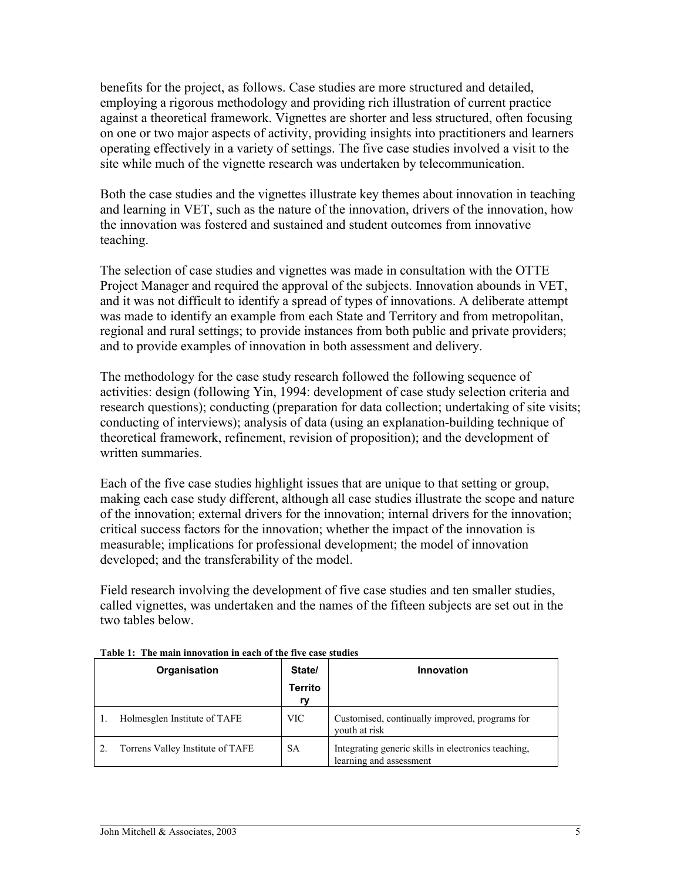benefits for the project, as follows. Case studies are more structured and detailed, employing a rigorous methodology and providing rich illustration of current practice against a theoretical framework. Vignettes are shorter and less structured, often focusing on one or two major aspects of activity, providing insights into practitioners and learners operating effectively in a variety of settings. The five case studies involved a visit to the site while much of the vignette research was undertaken by telecommunication.

Both the case studies and the vignettes illustrate key themes about innovation in teaching and learning in VET, such as the nature of the innovation, drivers of the innovation, how the innovation was fostered and sustained and student outcomes from innovative teaching.

The selection of case studies and vignettes was made in consultation with the OTTE Project Manager and required the approval of the subjects. Innovation abounds in VET, and it was not difficult to identify a spread of types of innovations. A deliberate attempt was made to identify an example from each State and Territory and from metropolitan, regional and rural settings; to provide instances from both public and private providers; and to provide examples of innovation in both assessment and delivery.

The methodology for the case study research followed the following sequence of activities: design (following Yin, 1994: development of case study selection criteria and research questions); conducting (preparation for data collection; undertaking of site visits; conducting of interviews); analysis of data (using an explanation-building technique of theoretical framework, refinement, revision of proposition); and the development of written summaries.

Each of the five case studies highlight issues that are unique to that setting or group, making each case study different, although all case studies illustrate the scope and nature of the innovation; external drivers for the innovation; internal drivers for the innovation; critical success factors for the innovation; whether the impact of the innovation is measurable; implications for professional development; the model of innovation developed; and the transferability of the model.

Field research involving the development of five case studies and ten smaller studies, called vignettes, was undertaken and the names of the fifteen subjects are set out in the two tables below.

**Table 1: The main innovation in each of the five case studies**

| Organisation | State/ Territory | Innovation |
|---|---|---|
| 1. Holmesglen Institute of TAFE | VIC | Customised, continually improved, programs for youth at risk |
| 2. Torrens Valley Institute of TAFE | SA | Integrating generic skills in electronics teaching, learning and assessment |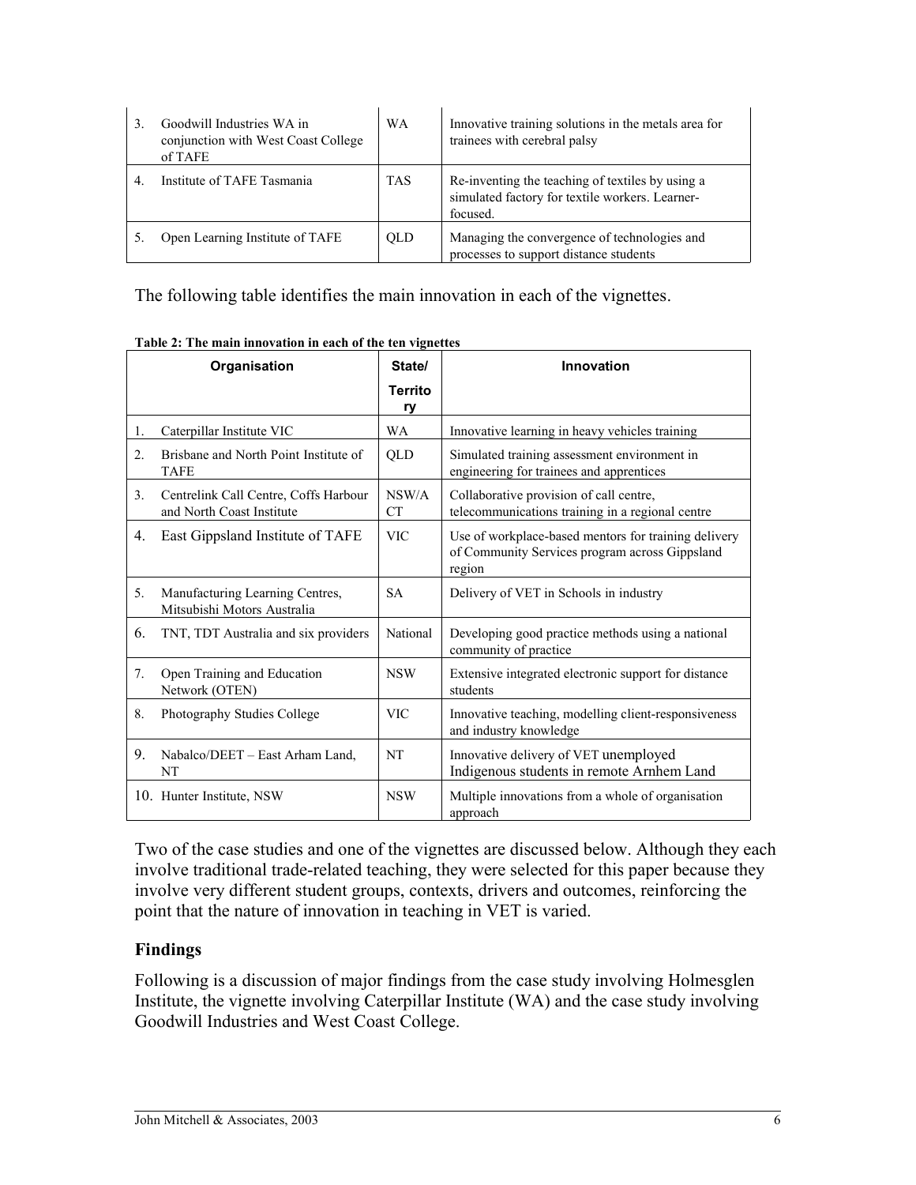| 3. Goodwill Industries WA in conjunction with West Coast College of TAFE | WA | Innovative training solutions in the metals area for trainees with cerebral palsy |
|---|---|---|
| 4. Institute of TAFE Tasmania | TAS | Re-inventing the teaching of textiles by using a simulated factory for textile workers. Learner-focused. |
| 5. Open Learning Institute of TAFE | QLD | Managing the convergence of technologies and processes to support distance students |

The following table identifies the main innovation in each of the vignettes.

**Table 2: The main innovation in each of the ten vignettes**

| Organisation | State/ Territory | Innovation |
|---|---|---|
| 1. Caterpillar Institute VIC | WA | Innovative learning in heavy vehicles training |
| 2. Brisbane and North Point Institute of TAFE | QLD | Simulated training assessment environment in engineering for trainees and apprentices |
| 3. Centrelink Call Centre, Coffs Harbour and North Coast Institute | NSW/ACT | Collaborative provision of call centre, telecommunications training in a regional centre |
| 4. East Gippsland Institute of TAFE | VIC | Use of workplace-based mentors for training delivery of Community Services program across Gippsland region |
| 5. Manufacturing Learning Centres, Mitsubishi Motors Australia | SA | Delivery of VET in Schools in industry |
| 6. TNT, TDT Australia and six providers | National | Developing good practice methods using a national community of practice |
| 7. Open Training and Education Network (OTEN) | NSW | Extensive integrated electronic support for distance students |
| 8. Photography Studies College | VIC | Innovative teaching, modelling client-responsiveness and industry knowledge |
| 9. Nabalco/DEET – East Arham Land, NT | NT | Innovative delivery of VET unemployed Indigenous students in remote Arnhem Land |
| 10. Hunter Institute, NSW | NSW | Multiple innovations from a whole of organisation approach |

Two of the case studies and one of the vignettes are discussed below. Although they each involve traditional trade-related teaching, they were selected for this paper because they involve very different student groups, contexts, drivers and outcomes, reinforcing the point that the nature of innovation in teaching in VET is varied.

## Findings

Following is a discussion of major findings from the case study involving Holmesglen Institute, the vignette involving Caterpillar Institute (WA) and the case study involving Goodwill Industries and West Coast College.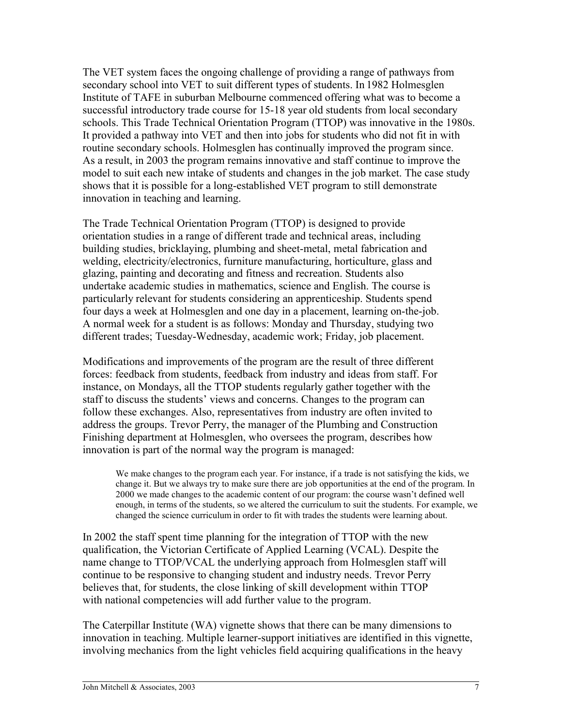The VET system faces the ongoing challenge of providing a range of pathways from secondary school into VET to suit different types of students. In 1982 Holmesglen Institute of TAFE in suburban Melbourne commenced offering what was to become a successful introductory trade course for 15-18 year old students from local secondary schools. This Trade Technical Orientation Program (TTOP) was innovative in the 1980s. It provided a pathway into VET and then into jobs for students who did not fit in with routine secondary schools. Holmesglen has continually improved the program since. As a result, in 2003 the program remains innovative and staff continue to improve the model to suit each new intake of students and changes in the job market. The case study shows that it is possible for a long-established VET program to still demonstrate innovation in teaching and learning.

The Trade Technical Orientation Program (TTOP) is designed to provide orientation studies in a range of different trade and technical areas, including building studies, bricklaying, plumbing and sheet-metal, metal fabrication and welding, electricity/electronics, furniture manufacturing, horticulture, glass and glazing, painting and decorating and fitness and recreation. Students also undertake academic studies in mathematics, science and English. The course is particularly relevant for students considering an apprenticeship. Students spend four days a week at Holmesglen and one day in a placement, learning on-the-job. A normal week for a student is as follows: Monday and Thursday, studying two different trades; Tuesday-Wednesday, academic work; Friday, job placement.

Modifications and improvements of the program are the result of three different forces: feedback from students, feedback from industry and ideas from staff. For instance, on Mondays, all the TTOP students regularly gather together with the staff to discuss the students' views and concerns. Changes to the program can follow these exchanges. Also, representatives from industry are often invited to address the groups. Trevor Perry, the manager of the Plumbing and Construction Finishing department at Holmesglen, who oversees the program, describes how innovation is part of the normal way the program is managed:

> We make changes to the program each year. For instance, if a trade is not satisfying the kids, we change it. But we always try to make sure there are job opportunities at the end of the program. In 2000 we made changes to the academic content of our program: the course wasn't defined well enough, in terms of the students, so we altered the curriculum to suit the students. For example, we changed the science curriculum in order to fit with trades the students were learning about.

In 2002 the staff spent time planning for the integration of TTOP with the new qualification, the Victorian Certificate of Applied Learning (VCAL). Despite the name change to TTOP/VCAL the underlying approach from Holmesglen staff will continue to be responsive to changing student and industry needs. Trevor Perry believes that, for students, the close linking of skill development within TTOP with national competencies will add further value to the program.

The Caterpillar Institute (WA) vignette shows that there can be many dimensions to innovation in teaching. Multiple learner-support initiatives are identified in this vignette, involving mechanics from the light vehicles field acquiring qualifications in the heavy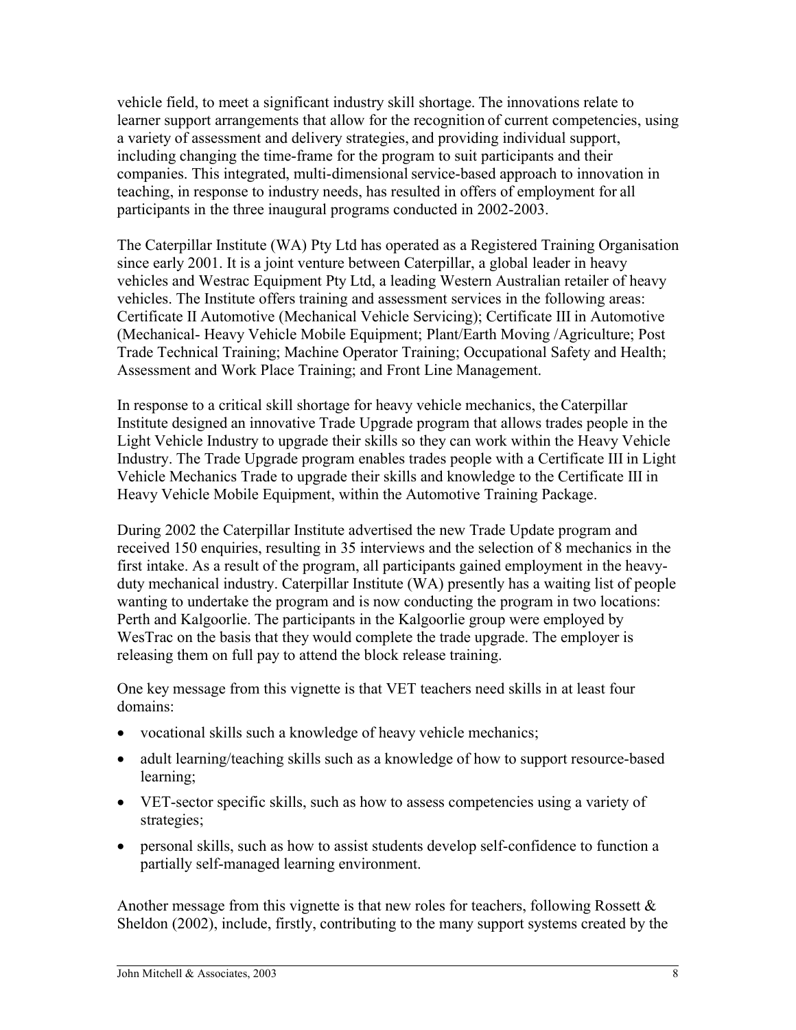vehicle field, to meet a significant industry skill shortage. The innovations relate to learner support arrangements that allow for the recognition of current competencies, using a variety of assessment and delivery strategies, and providing individual support, including changing the time-frame for the program to suit participants and their companies. This integrated, multi-dimensional service-based approach to innovation in teaching, in response to industry needs, has resulted in offers of employment for all participants in the three inaugural programs conducted in 2002-2003.

The Caterpillar Institute (WA) Pty Ltd has operated as a Registered Training Organisation since early 2001. It is a joint venture between Caterpillar, a global leader in heavy vehicles and Westrac Equipment Pty Ltd, a leading Western Australian retailer of heavy vehicles. The Institute offers training and assessment services in the following areas: Certificate II Automotive (Mechanical Vehicle Servicing); Certificate III in Automotive (Mechanical- Heavy Vehicle Mobile Equipment; Plant/Earth Moving /Agriculture; Post Trade Technical Training; Machine Operator Training; Occupational Safety and Health; Assessment and Work Place Training; and Front Line Management.

In response to a critical skill shortage for heavy vehicle mechanics, the Caterpillar Institute designed an innovative Trade Upgrade program that allows trades people in the Light Vehicle Industry to upgrade their skills so they can work within the Heavy Vehicle Industry. The Trade Upgrade program enables trades people with a Certificate III in Light Vehicle Mechanics Trade to upgrade their skills and knowledge to the Certificate III in Heavy Vehicle Mobile Equipment, within the Automotive Training Package.

During 2002 the Caterpillar Institute advertised the new Trade Update program and received 150 enquiries, resulting in 35 interviews and the selection of 8 mechanics in the first intake. As a result of the program, all participants gained employment in the heavy-duty mechanical industry. Caterpillar Institute (WA) presently has a waiting list of people wanting to undertake the program and is now conducting the program in two locations: Perth and Kalgoorlie. The participants in the Kalgoorlie group were employed by WesTrac on the basis that they would complete the trade upgrade. The employer is releasing them on full pay to attend the block release training.

One key message from this vignette is that VET teachers need skills in at least four domains:

- vocational skills such a knowledge of heavy vehicle mechanics;
- adult learning/teaching skills such as a knowledge of how to support resource-based learning;
- VET-sector specific skills, such as how to assess competencies using a variety of strategies;
- personal skills, such as how to assist students develop self-confidence to function a partially self-managed learning environment.

Another message from this vignette is that new roles for teachers, following Rossett & Sheldon (2002), include, firstly, contributing to the many support systems created by the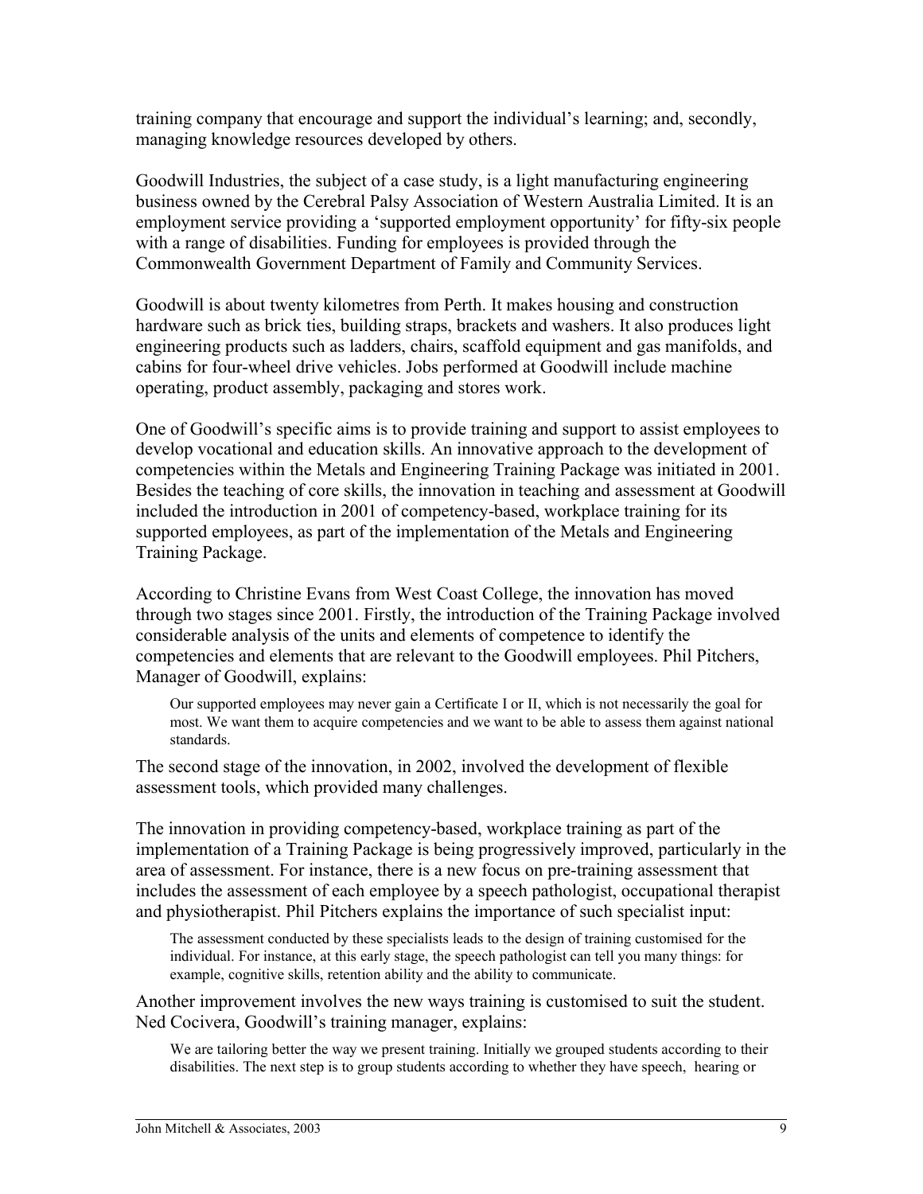training company that encourage and support the individual's learning; and, secondly, managing knowledge resources developed by others.

Goodwill Industries, the subject of a case study, is a light manufacturing engineering business owned by the Cerebral Palsy Association of Western Australia Limited. It is an employment service providing a 'supported employment opportunity' for fifty-six people with a range of disabilities. Funding for employees is provided through the Commonwealth Government Department of Family and Community Services.

Goodwill is about twenty kilometres from Perth. It makes housing and construction hardware such as brick ties, building straps, brackets and washers. It also produces light engineering products such as ladders, chairs, scaffold equipment and gas manifolds, and cabins for four-wheel drive vehicles. Jobs performed at Goodwill include machine operating, product assembly, packaging and stores work.

One of Goodwill's specific aims is to provide training and support to assist employees to develop vocational and education skills. An innovative approach to the development of competencies within the Metals and Engineering Training Package was initiated in 2001. Besides the teaching of core skills, the innovation in teaching and assessment at Goodwill included the introduction in 2001 of competency-based, workplace training for its supported employees, as part of the implementation of the Metals and Engineering Training Package.

According to Christine Evans from West Coast College, the innovation has moved through two stages since 2001. Firstly, the introduction of the Training Package involved considerable analysis of the units and elements of competence to identify the competencies and elements that are relevant to the Goodwill employees. Phil Pitchers, Manager of Goodwill, explains:

> Our supported employees may never gain a Certificate I or II, which is not necessarily the goal for most. We want them to acquire competencies and we want to be able to assess them against national standards.

The second stage of the innovation, in 2002, involved the development of flexible assessment tools, which provided many challenges.

The innovation in providing competency-based, workplace training as part of the implementation of a Training Package is being progressively improved, particularly in the area of assessment. For instance, there is a new focus on pre-training assessment that includes the assessment of each employee by a speech pathologist, occupational therapist and physiotherapist. Phil Pitchers explains the importance of such specialist input:

> The assessment conducted by these specialists leads to the design of training customised for the individual. For instance, at this early stage, the speech pathologist can tell you many things: for example, cognitive skills, retention ability and the ability to communicate.

Another improvement involves the new ways training is customised to suit the student. Ned Cocivera, Goodwill's training manager, explains:

> We are tailoring better the way we present training. Initially we grouped students according to their disabilities. The next step is to group students according to whether they have speech, hearing or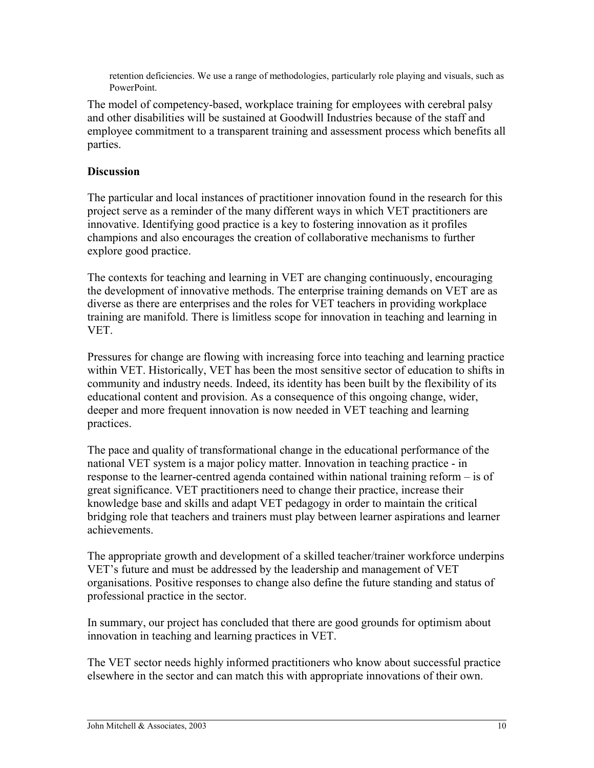> retention deficiencies. We use a range of methodologies, particularly role playing and visuals, such as PowerPoint.

The model of competency-based, workplace training for employees with cerebral palsy and other disabilities will be sustained at Goodwill Industries because of the staff and employee commitment to a transparent training and assessment process which benefits all parties.

## Discussion

The particular and local instances of practitioner innovation found in the research for this project serve as a reminder of the many different ways in which VET practitioners are innovative. Identifying good practice is a key to fostering innovation as it profiles champions and also encourages the creation of collaborative mechanisms to further explore good practice.

The contexts for teaching and learning in VET are changing continuously, encouraging the development of innovative methods. The enterprise training demands on VET are as diverse as there are enterprises and the roles for VET teachers in providing workplace training are manifold. There is limitless scope for innovation in teaching and learning in VET.

Pressures for change are flowing with increasing force into teaching and learning practice within VET. Historically, VET has been the most sensitive sector of education to shifts in community and industry needs. Indeed, its identity has been built by the flexibility of its educational content and provision. As a consequence of this ongoing change, wider, deeper and more frequent innovation is now needed in VET teaching and learning practices.

The pace and quality of transformational change in the educational performance of the national VET system is a major policy matter. Innovation in teaching practice - in response to the learner-centred agenda contained within national training reform – is of great significance. VET practitioners need to change their practice, increase their knowledge base and skills and adapt VET pedagogy in order to maintain the critical bridging role that teachers and trainers must play between learner aspirations and learner achievements.

The appropriate growth and development of a skilled teacher/trainer workforce underpins VET's future and must be addressed by the leadership and management of VET organisations. Positive responses to change also define the future standing and status of professional practice in the sector.

In summary, our project has concluded that there are good grounds for optimism about innovation in teaching and learning practices in VET.

The VET sector needs highly informed practitioners who know about successful practice elsewhere in the sector and can match this with appropriate innovations of their own.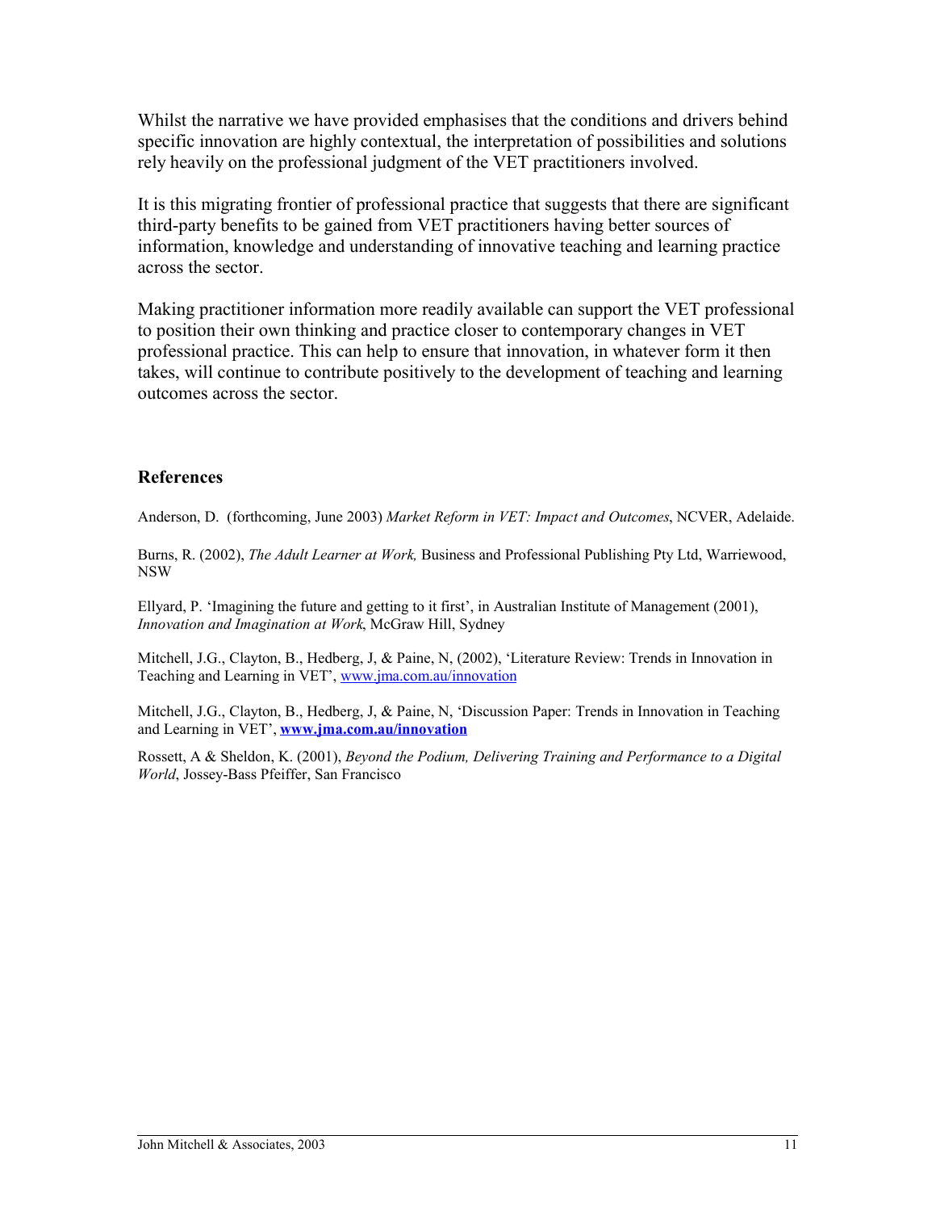Whilst the narrative we have provided emphasises that the conditions and drivers behind specific innovation are highly contextual, the interpretation of possibilities and solutions rely heavily on the professional judgment of the VET practitioners involved.

It is this migrating frontier of professional practice that suggests that there are significant third-party benefits to be gained from VET practitioners having better sources of information, knowledge and understanding of innovative teaching and learning practice across the sector.

Making practitioner information more readily available can support the VET professional to position their own thinking and practice closer to contemporary changes in VET professional practice. This can help to ensure that innovation, in whatever form it then takes, will continue to contribute positively to the development of teaching and learning outcomes across the sector.

## References

Anderson, D. (forthcoming, June 2003) *Market Reform in VET: Impact and Outcomes*, NCVER, Adelaide.

Burns, R. (2002), *The Adult Learner at Work,* Business and Professional Publishing Pty Ltd, Warriewood, NSW

Ellyard, P. 'Imagining the future and getting to it first', in Australian Institute of Management (2001), *Innovation and Imagination at Work*, McGraw Hill, Sydney

Mitchell, J.G., Clayton, B., Hedberg, J, & Paine, N, (2002), 'Literature Review: Trends in Innovation in Teaching and Learning in VET', www.jma.com.au/innovation

Mitchell, J.G., Clayton, B., Hedberg, J, & Paine, N, 'Discussion Paper: Trends in Innovation in Teaching and Learning in VET', **www.jma.com.au/innovation**

Rossett, A & Sheldon, K. (2001), *Beyond the Podium, Delivering Training and Performance to a Digital World*, Jossey-Bass Pfeiffer, San Francisco